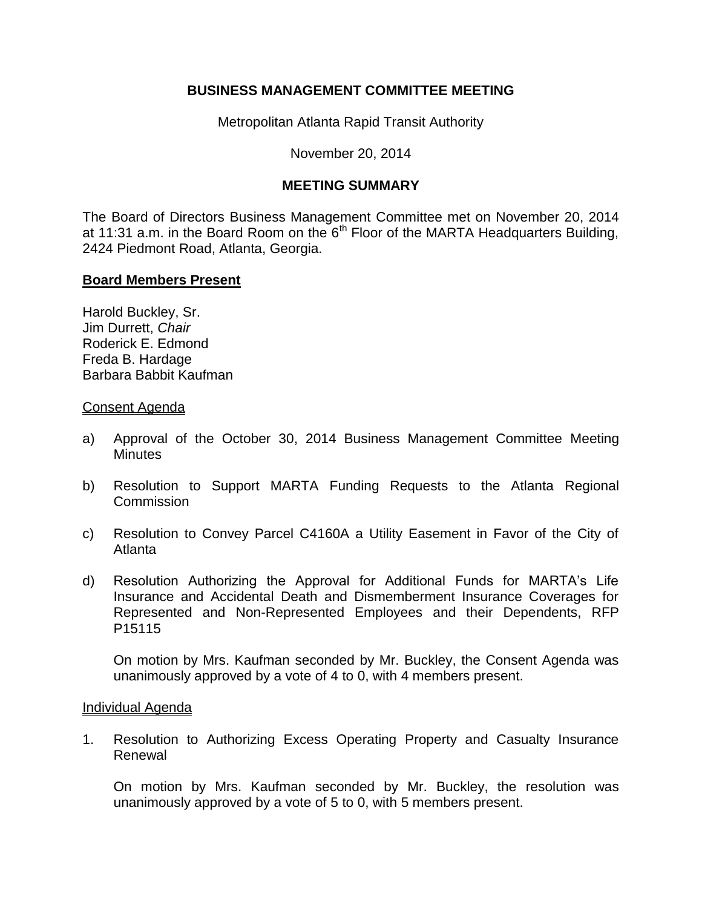# BUSINESS MANAGEMENT COMMITTEE MEETING

Metropolitan Atlanta Rapid Transit Authority

November 20, 2014

## MEETING SUMMARY

The Board of Directors Business Management Committee met on November 20, 2014 at 11:31 a.m. in the Board Room on the 6th Floor of the MARTA Headquarters Building, 2424 Piedmont Road, Atlanta, Georgia.

**Board Members Present**

Harold Buckley, Sr.
Jim Durrett, *Chair*
Roderick E. Edmond
Freda B. Hardage
Barbara Babbit Kaufman

Consent Agenda

a) Approval of the October 30, 2014 Business Management Committee Meeting Minutes

b) Resolution to Support MARTA Funding Requests to the Atlanta Regional Commission

c) Resolution to Convey Parcel C4160A a Utility Easement in Favor of the City of Atlanta

d) Resolution Authorizing the Approval for Additional Funds for MARTA's Life Insurance and Accidental Death and Dismemberment Insurance Coverages for Represented and Non-Represented Employees and their Dependents, RFP P15115

On motion by Mrs. Kaufman seconded by Mr. Buckley, the Consent Agenda was unanimously approved by a vote of 4 to 0, with 4 members present.

Individual Agenda

1. Resolution to Authorizing Excess Operating Property and Casualty Insurance Renewal

   On motion by Mrs. Kaufman seconded by Mr. Buckley, the resolution was unanimously approved by a vote of 5 to 0, with 5 members present.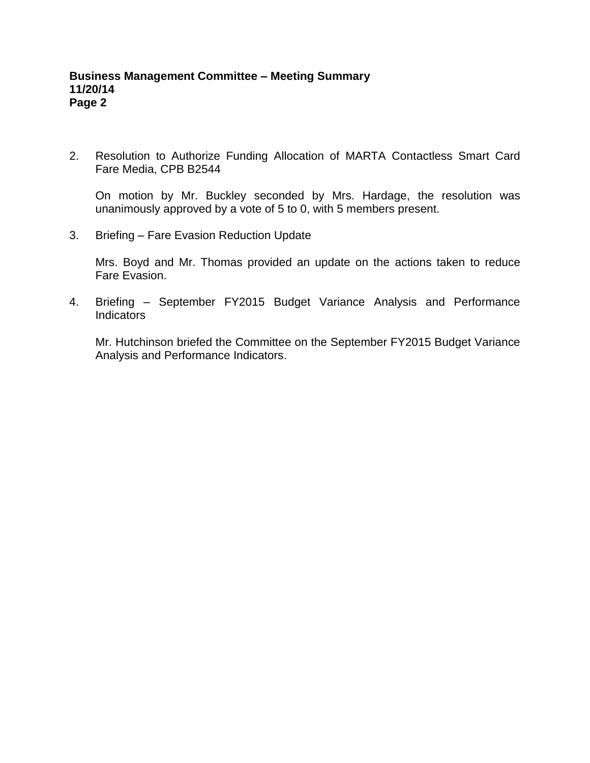2. Resolution to Authorize Funding Allocation of MARTA Contactless Smart Card Fare Media, CPB B2544

   On motion by Mr. Buckley seconded by Mrs. Hardage, the resolution was unanimously approved by a vote of 5 to 0, with 5 members present.

3. Briefing – Fare Evasion Reduction Update

   Mrs. Boyd and Mr. Thomas provided an update on the actions taken to reduce Fare Evasion.

4. Briefing – September FY2015 Budget Variance Analysis and Performance Indicators

   Mr. Hutchinson briefed the Committee on the September FY2015 Budget Variance Analysis and Performance Indicators.